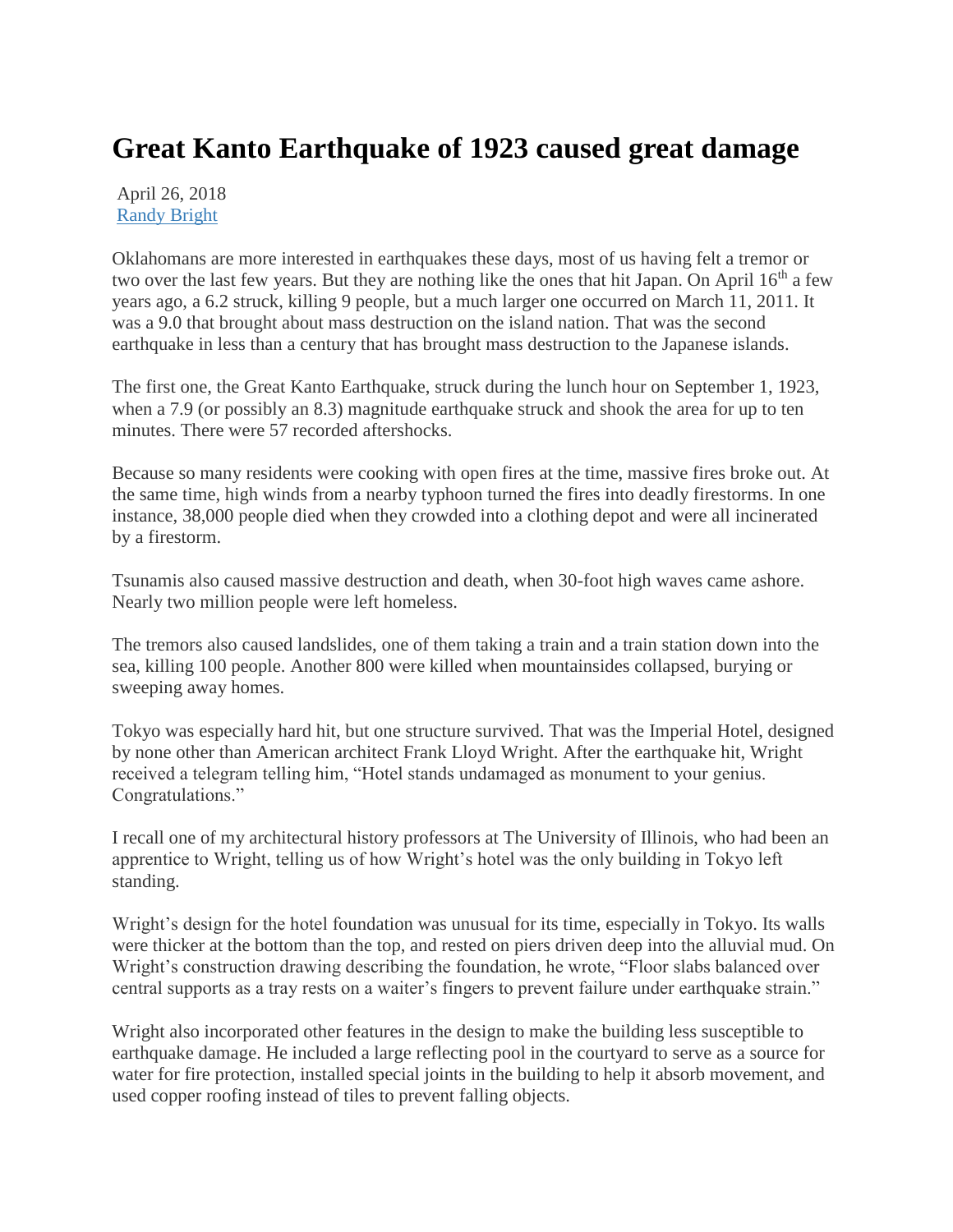# Great Kanto Earthquake of 1923 caused great damage

April 26, 2018
[Randy Bright]

Oklahomans are more interested in earthquakes these days, most of us having felt a tremor or two over the last few years. But they are nothing like the ones that hit Japan. On April 16th a few years ago, a 6.2 struck, killing 9 people, but a much larger one occurred on March 11, 2011. It was a 9.0 that brought about mass destruction on the island nation. That was the second earthquake in less than a century that has brought mass destruction to the Japanese islands.

The first one, the Great Kanto Earthquake, struck during the lunch hour on September 1, 1923, when a 7.9 (or possibly an 8.3) magnitude earthquake struck and shook the area for up to ten minutes. There were 57 recorded aftershocks.

Because so many residents were cooking with open fires at the time, massive fires broke out. At the same time, high winds from a nearby typhoon turned the fires into deadly firestorms. In one instance, 38,000 people died when they crowded into a clothing depot and were all incinerated by a firestorm.

Tsunamis also caused massive destruction and death, when 30-foot high waves came ashore. Nearly two million people were left homeless.

The tremors also caused landslides, one of them taking a train and a train station down into the sea, killing 100 people. Another 800 were killed when mountainsides collapsed, burying or sweeping away homes.

Tokyo was especially hard hit, but one structure survived. That was the Imperial Hotel, designed by none other than American architect Frank Lloyd Wright. After the earthquake hit, Wright received a telegram telling him, "Hotel stands undamaged as monument to your genius. Congratulations."

I recall one of my architectural history professors at The University of Illinois, who had been an apprentice to Wright, telling us of how Wright's hotel was the only building in Tokyo left standing.

Wright's design for the hotel foundation was unusual for its time, especially in Tokyo. Its walls were thicker at the bottom than the top, and rested on piers driven deep into the alluvial mud. On Wright's construction drawing describing the foundation, he wrote, "Floor slabs balanced over central supports as a tray rests on a waiter's fingers to prevent failure under earthquake strain."

Wright also incorporated other features in the design to make the building less susceptible to earthquake damage. He included a large reflecting pool in the courtyard to serve as a source for water for fire protection, installed special joints in the building to help it absorb movement, and used copper roofing instead of tiles to prevent falling objects.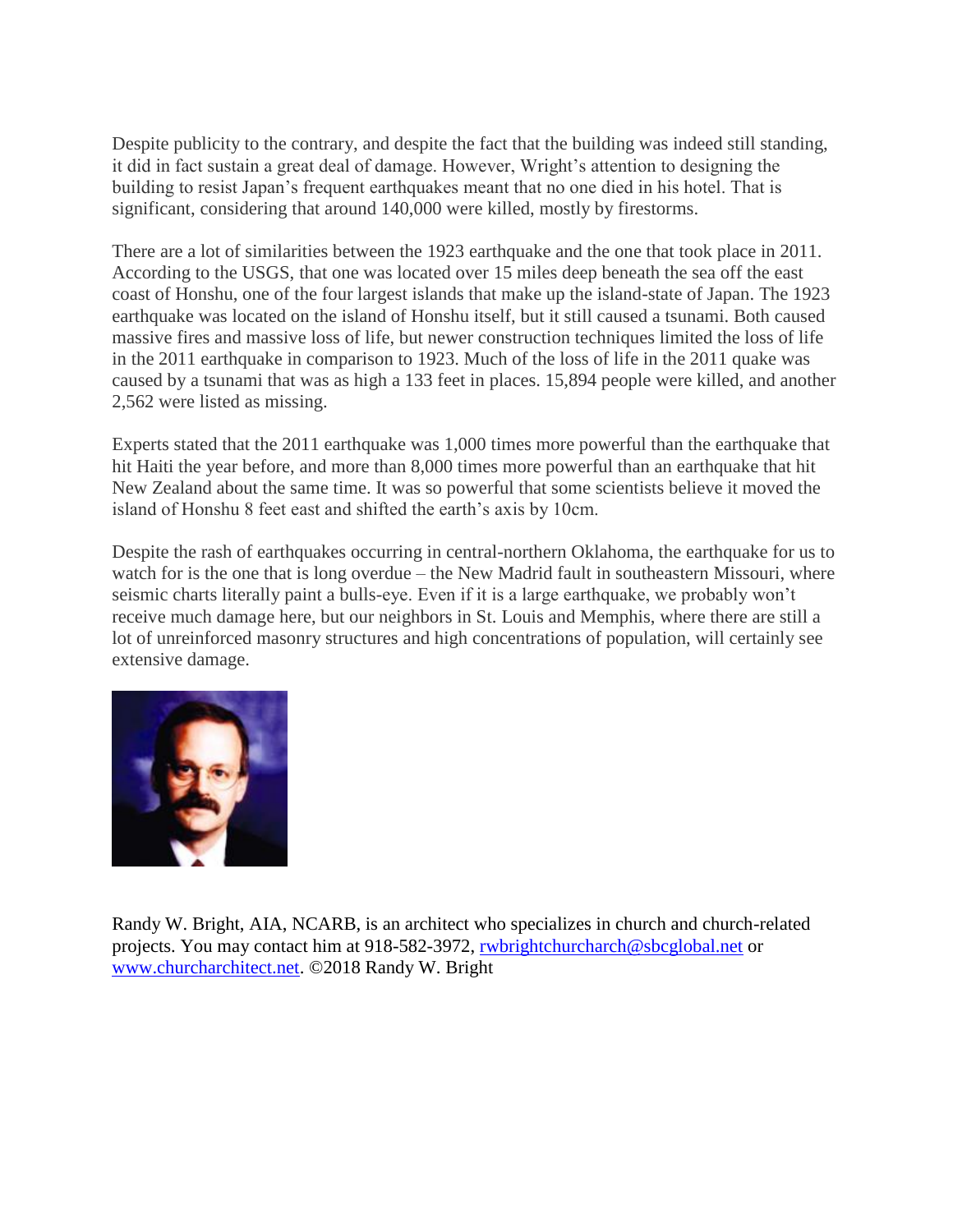Despite publicity to the contrary, and despite the fact that the building was indeed still standing, it did in fact sustain a great deal of damage. However, Wright's attention to designing the building to resist Japan's frequent earthquakes meant that no one died in his hotel. That is significant, considering that around 140,000 were killed, mostly by firestorms.

There are a lot of similarities between the 1923 earthquake and the one that took place in 2011. According to the USGS, that one was located over 15 miles deep beneath the sea off the east coast of Honshu, one of the four largest islands that make up the island-state of Japan. The 1923 earthquake was located on the island of Honshu itself, but it still caused a tsunami. Both caused massive fires and massive loss of life, but newer construction techniques limited the loss of life in the 2011 earthquake in comparison to 1923. Much of the loss of life in the 2011 quake was caused by a tsunami that was as high a 133 feet in places. 15,894 people were killed, and another 2,562 were listed as missing.

Experts stated that the 2011 earthquake was 1,000 times more powerful than the earthquake that hit Haiti the year before, and more than 8,000 times more powerful than an earthquake that hit New Zealand about the same time. It was so powerful that some scientists believe it moved the island of Honshu 8 feet east and shifted the earth's axis by 10cm.

Despite the rash of earthquakes occurring in central-northern Oklahoma, the earthquake for us to watch for is the one that is long overdue – the New Madrid fault in southeastern Missouri, where seismic charts literally paint a bulls-eye. Even if it is a large earthquake, we probably won't receive much damage here, but our neighbors in St. Louis and Memphis, where there are still a lot of unreinforced masonry structures and high concentrations of population, will certainly see extensive damage.

Randy W. Bright, AIA, NCARB, is an architect who specializes in church and church-related projects. You may contact him at 918-582-3972, rwbrightchurcharch@sbcglobal.net or www.churcharchitect.net. ©2018 Randy W. Bright